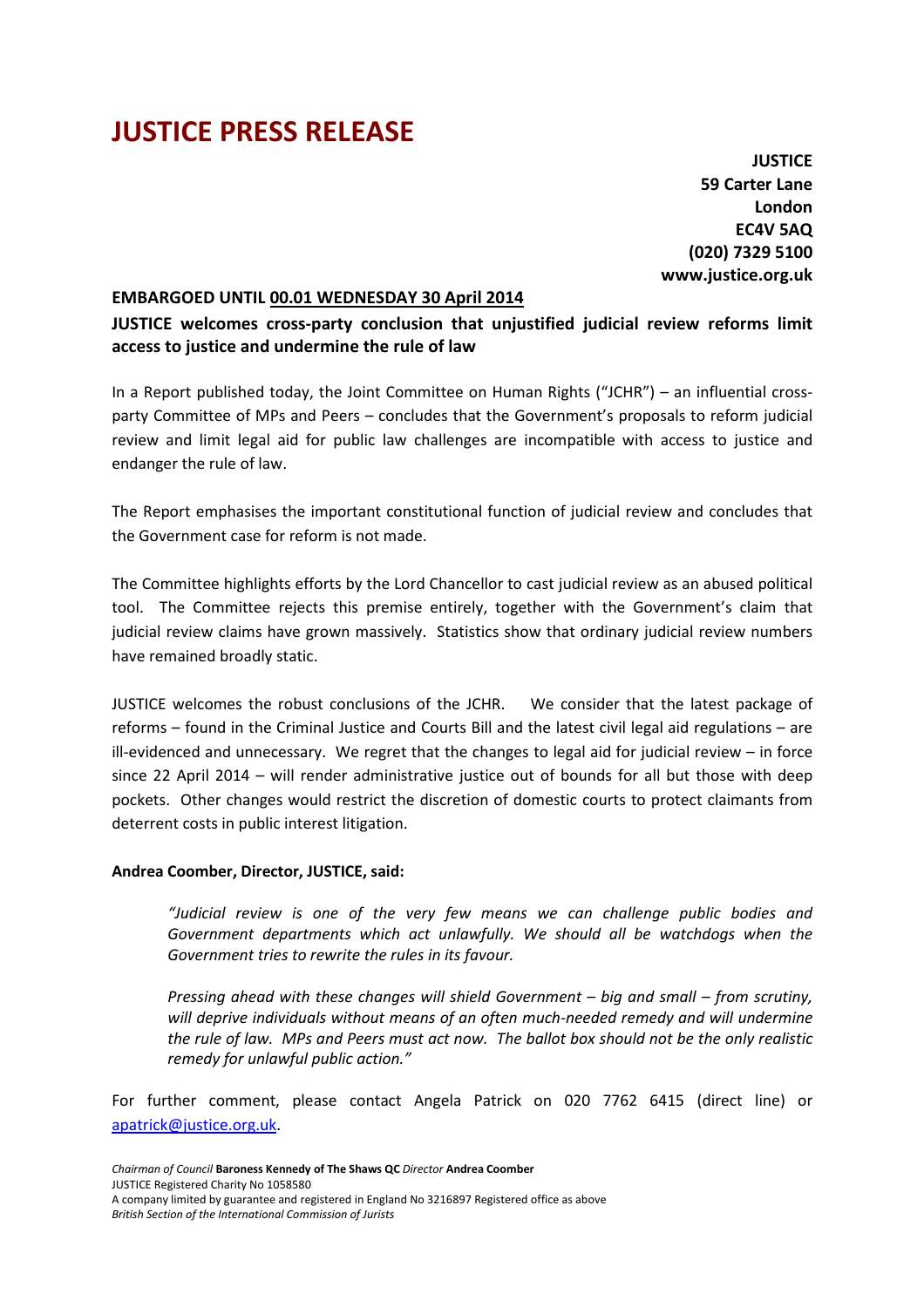# JUSTICE PRESS RELEASE

**JUSTICE**
**59 Carter Lane**
**London**
**EC4V 5AQ**
**(020) 7329 5100**
**www.justice.org.uk**

**EMBARGOED UNTIL 00.01 WEDNESDAY 30 April 2014**

**JUSTICE welcomes cross-party conclusion that unjustified judicial review reforms limit access to justice and undermine the rule of law**

In a Report published today, the Joint Committee on Human Rights ("JCHR") – an influential cross-party Committee of MPs and Peers – concludes that the Government's proposals to reform judicial review and limit legal aid for public law challenges are incompatible with access to justice and endanger the rule of law.

The Report emphasises the important constitutional function of judicial review and concludes that the Government case for reform is not made.

The Committee highlights efforts by the Lord Chancellor to cast judicial review as an abused political tool. The Committee rejects this premise entirely, together with the Government's claim that judicial review claims have grown massively. Statistics show that ordinary judicial review numbers have remained broadly static.

JUSTICE welcomes the robust conclusions of the JCHR. We consider that the latest package of reforms – found in the Criminal Justice and Courts Bill and the latest civil legal aid regulations – are ill-evidenced and unnecessary. We regret that the changes to legal aid for judicial review – in force since 22 April 2014 – will render administrative justice out of bounds for all but those with deep pockets. Other changes would restrict the discretion of domestic courts to protect claimants from deterrent costs in public interest litigation.

**Andrea Coomber, Director, JUSTICE, said:**

> *"Judicial review is one of the very few means we can challenge public bodies and Government departments which act unlawfully. We should all be watchdogs when the Government tries to rewrite the rules in its favour.*
>
> *Pressing ahead with these changes will shield Government – big and small – from scrutiny, will deprive individuals without means of an often much-needed remedy and will undermine the rule of law. MPs and Peers must act now. The ballot box should not be the only realistic remedy for unlawful public action."*

For further comment, please contact Angela Patrick on 020 7762 6415 (direct line) or apatrick@justice.org.uk.

*Chairman of Council* **Baroness Kennedy of The Shaws QC** *Director* **Andrea Coomber**
JUSTICE Registered Charity No 1058580
A company limited by guarantee and registered in England No 3216897 Registered office as above
*British Section of the International Commission of Jurists*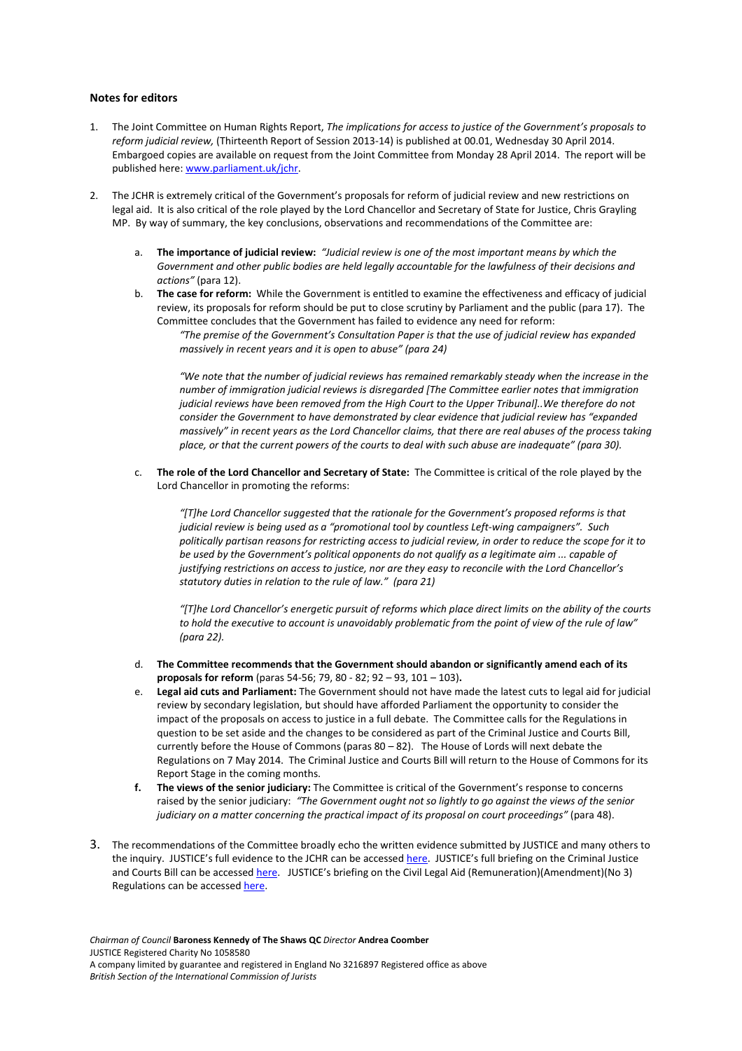**Notes for editors**

1. The Joint Committee on Human Rights Report, *The implications for access to justice of the Government's proposals to reform judicial review*, (Thirteenth Report of Session 2013-14) is published at 00.01, Wednesday 30 April 2014. Embargoed copies are available on request from the Joint Committee from Monday 28 April 2014. The report will be published here: www.parliament.uk/jchr.

2. The JCHR is extremely critical of the Government's proposals for reform of judicial review and new restrictions on legal aid. It is also critical of the role played by the Lord Chancellor and Secretary of State for Justice, Chris Grayling MP. By way of summary, the key conclusions, observations and recommendations of the Committee are:

   a. **The importance of judicial review:** *"Judicial review is one of the most important means by which the Government and other public bodies are held legally accountable for the lawfulness of their decisions and actions"* (para 12).

   b. **The case for reform:** While the Government is entitled to examine the effectiveness and efficacy of judicial review, its proposals for reform should be put to close scrutiny by Parliament and the public (para 17). The Committee concludes that the Government has failed to evidence any need for reform:

      *"The premise of the Government's Consultation Paper is that the use of judicial review has expanded massively in recent years and it is open to abuse" (para 24)*

      *"We note that the number of judicial reviews has remained remarkably steady when the increase in the number of immigration judicial reviews is disregarded [The Committee earlier notes that immigration judicial reviews have been removed from the High Court to the Upper Tribunal]..We therefore do not consider the Government to have demonstrated by clear evidence that judicial review has "expanded massively" in recent years as the Lord Chancellor claims, that there are real abuses of the process taking place, or that the current powers of the courts to deal with such abuse are inadequate" (para 30).*

   c. **The role of the Lord Chancellor and Secretary of State:** The Committee is critical of the role played by the Lord Chancellor in promoting the reforms:

      *"[T]he Lord Chancellor suggested that the rationale for the Government's proposed reforms is that judicial review is being used as a "promotional tool by countless Left-wing campaigners". Such politically partisan reasons for restricting access to judicial review, in order to reduce the scope for it to be used by the Government's political opponents do not qualify as a legitimate aim ... capable of justifying restrictions on access to justice, nor are they easy to reconcile with the Lord Chancellor's statutory duties in relation to the rule of law." (para 21)*

      *"[T]he Lord Chancellor's energetic pursuit of reforms which place direct limits on the ability of the courts to hold the executive to account is unavoidably problematic from the point of view of the rule of law" (para 22).*

   d. **The Committee recommends that the Government should abandon or significantly amend each of its proposals for reform** (paras 54-56; 79, 80 - 82; 92 – 93, 101 – 103)**.**

   e. **Legal aid cuts and Parliament:** The Government should not have made the latest cuts to legal aid for judicial review by secondary legislation, but should have afforded Parliament the opportunity to consider the impact of the proposals on access to justice in a full debate. The Committee calls for the Regulations in question to be set aside and the changes to be considered as part of the Criminal Justice and Courts Bill, currently before the House of Commons (paras 80 – 82). The House of Lords will next debate the Regulations on 7 May 2014. The Criminal Justice and Courts Bill will return to the House of Commons for its Report Stage in the coming months.

   **f.** **The views of the senior judiciary:** The Committee is critical of the Government's response to concerns raised by the senior judiciary: *"The Government ought not so lightly to go against the views of the senior judiciary on a matter concerning the practical impact of its proposal on court proceedings"* (para 48).

3. The recommendations of the Committee broadly echo the written evidence submitted by JUSTICE and many others to the inquiry. JUSTICE's full evidence to the JCHR can be accessed here. JUSTICE's full briefing on the Criminal Justice and Courts Bill can be accessed here. JUSTICE's briefing on the Civil Legal Aid (Remuneration)(Amendment)(No 3) Regulations can be accessed here.

*Chairman of Council* **Baroness Kennedy of The Shaws QC** *Director* **Andrea Coomber**
JUSTICE Registered Charity No 1058580
A company limited by guarantee and registered in England No 3216897 Registered office as above
*British Section of the International Commission of Jurists*